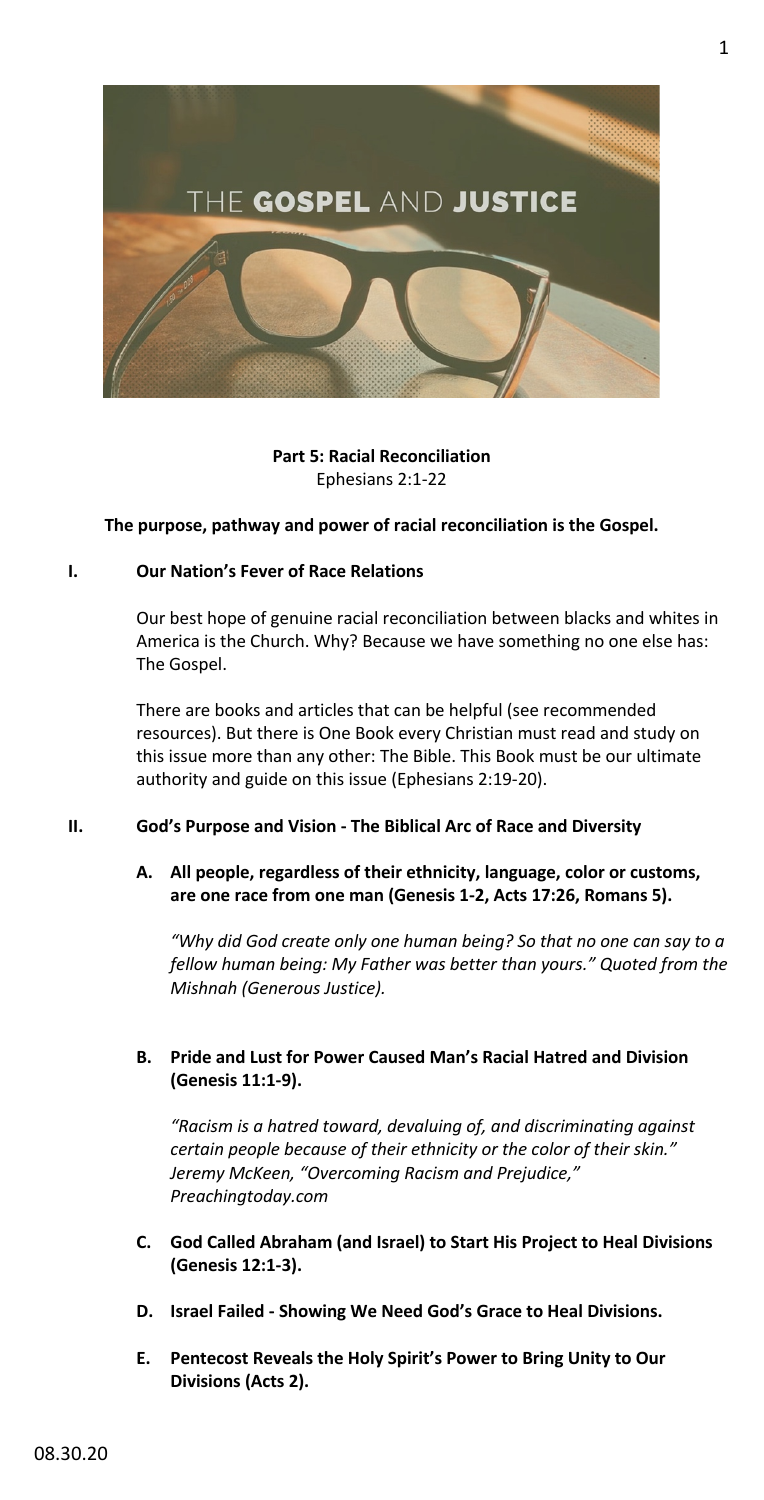# THE GOSPEL AND JUSTICE

**Part 5: Racial Reconciliation**
Ephesians 2:1-22

**The purpose, pathway and power of racial reconciliation is the Gospel.**

## I. Our Nation's Fever of Race Relations

Our best hope of genuine racial reconciliation between blacks and whites in America is the Church. Why? Because we have something no one else has: The Gospel.

There are books and articles that can be helpful (see recommended resources). But there is One Book every Christian must read and study on this issue more than any other: The Bible. This Book must be our ultimate authority and guide on this issue (Ephesians 2:19-20).

## II. God's Purpose and Vision - The Biblical Arc of Race and Diversity

### A. All people, regardless of their ethnicity, language, color or customs, are one race from one man (Genesis 1-2, Acts 17:26, Romans 5).

*"Why did God create only one human being? So that no one can say to a fellow human being: My Father was better than yours." Quoted from the Mishnah (Generous Justice).*

### B. Pride and Lust for Power Caused Man's Racial Hatred and Division (Genesis 11:1-9).

*"Racism is a hatred toward, devaluing of, and discriminating against certain people because of their ethnicity or the color of their skin." Jeremy McKeen, "Overcoming Racism and Prejudice," Preachingtoday.com*

### C. God Called Abraham (and Israel) to Start His Project to Heal Divisions (Genesis 12:1-3).

### D. Israel Failed - Showing We Need God's Grace to Heal Divisions.

### E. Pentecost Reveals the Holy Spirit's Power to Bring Unity to Our Divisions (Acts 2).

08.30.20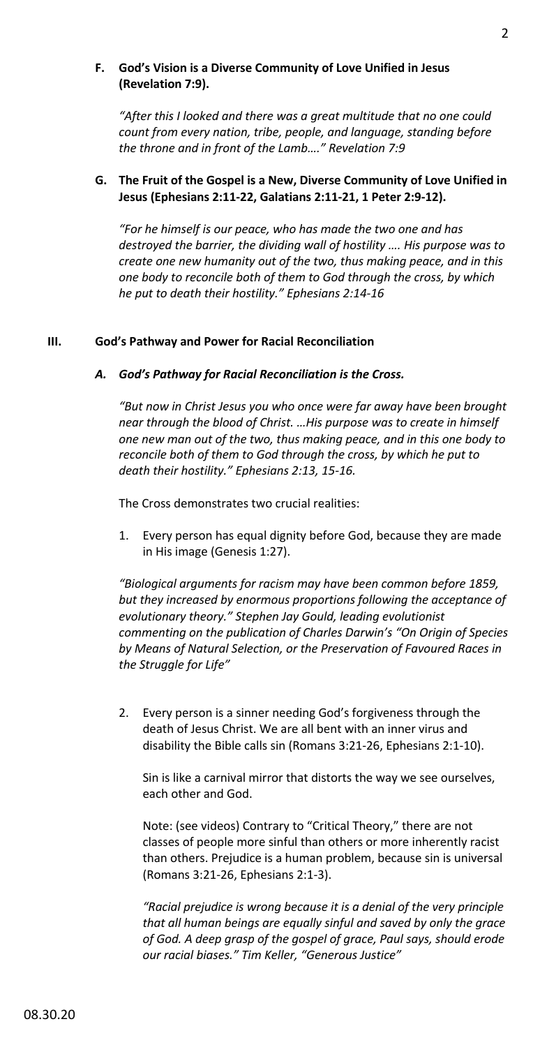**F. God's Vision is a Diverse Community of Love Unified in Jesus (Revelation 7:9).**

*"After this I looked and there was a great multitude that no one could count from every nation, tribe, people, and language, standing before the throne and in front of the Lamb…." Revelation 7:9*

**G. The Fruit of the Gospel is a New, Diverse Community of Love Unified in Jesus (Ephesians 2:11-22, Galatians 2:11-21, 1 Peter 2:9-12).**

*"For he himself is our peace, who has made the two one and has destroyed the barrier, the dividing wall of hostility …. His purpose was to create one new humanity out of the two, thus making peace, and in this one body to reconcile both of them to God through the cross, by which he put to death their hostility." Ephesians 2:14-16*

## III. God's Pathway and Power for Racial Reconciliation

### *A. God's Pathway for Racial Reconciliation is the Cross.*

*"But now in Christ Jesus you who once were far away have been brought near through the blood of Christ. …His purpose was to create in himself one new man out of the two, thus making peace, and in this one body to reconcile both of them to God through the cross, by which he put to death their hostility." Ephesians 2:13, 15-16.*

The Cross demonstrates two crucial realities:

1. Every person has equal dignity before God, because they are made in His image (Genesis 1:27).

*"Biological arguments for racism may have been common before 1859, but they increased by enormous proportions following the acceptance of evolutionary theory." Stephen Jay Gould, leading evolutionist commenting on the publication of Charles Darwin's "On Origin of Species by Means of Natural Selection, or the Preservation of Favoured Races in the Struggle for Life"*

2. Every person is a sinner needing God's forgiveness through the death of Jesus Christ. We are all bent with an inner virus and disability the Bible calls sin (Romans 3:21-26, Ephesians 2:1-10).

   Sin is like a carnival mirror that distorts the way we see ourselves, each other and God.

   Note: (see videos) Contrary to "Critical Theory," there are not classes of people more sinful than others or more inherently racist than others. Prejudice is a human problem, because sin is universal (Romans 3:21-26, Ephesians 2:1-3).

   *"Racial prejudice is wrong because it is a denial of the very principle that all human beings are equally sinful and saved by only the grace of God. A deep grasp of the gospel of grace, Paul says, should erode our racial biases." Tim Keller, "Generous Justice"*

08.30.20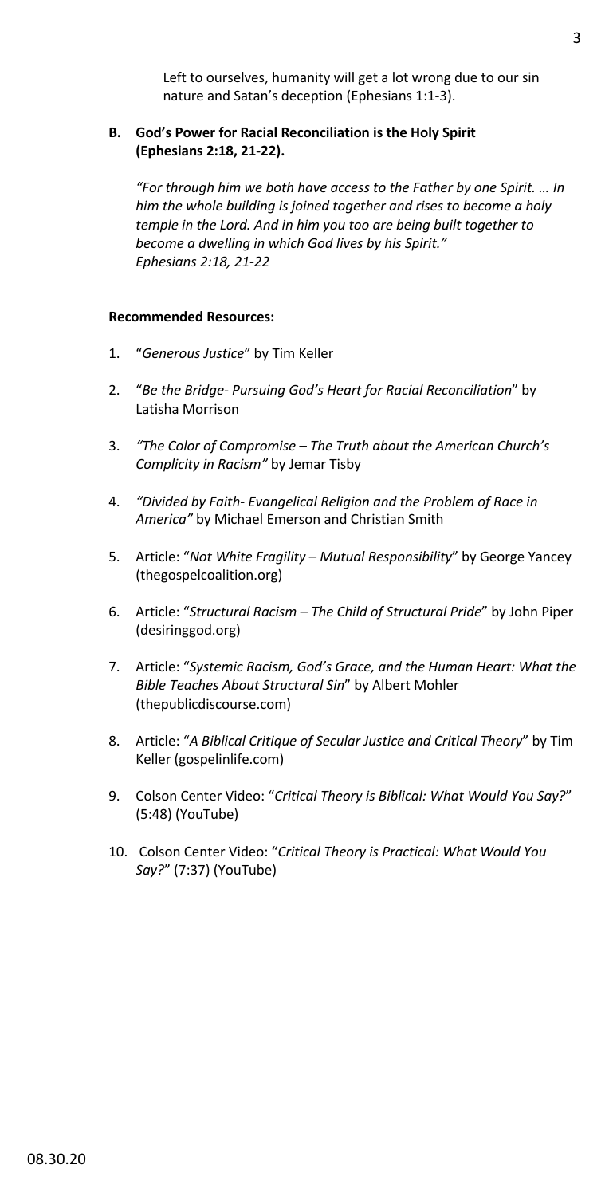Left to ourselves, humanity will get a lot wrong due to our sin nature and Satan's deception (Ephesians 1:1-3).

**B. God's Power for Racial Reconciliation is the Holy Spirit (Ephesians 2:18, 21-22).**

*"For through him we both have access to the Father by one Spirit. … In him the whole building is joined together and rises to become a holy temple in the Lord. And in him you too are being built together to become a dwelling in which God lives by his Spirit." Ephesians 2:18, 21-22*

**Recommended Resources:**

1. "*Generous Justice*" by Tim Keller
2. "*Be the Bridge- Pursuing God's Heart for Racial Reconciliation*" by Latisha Morrison
3. *"The Color of Compromise – The Truth about the American Church's Complicity in Racism"* by Jemar Tisby
4. *"Divided by Faith- Evangelical Religion and the Problem of Race in America"* by Michael Emerson and Christian Smith
5. Article: "*Not White Fragility – Mutual Responsibility*" by George Yancey (thegospelcoalition.org)
6. Article: "*Structural Racism – The Child of Structural Pride*" by John Piper (desiringgod.org)
7. Article: "*Systemic Racism, God's Grace, and the Human Heart: What the Bible Teaches About Structural Sin*" by Albert Mohler (thepublicdiscourse.com)
8. Article: "*A Biblical Critique of Secular Justice and Critical Theory*" by Tim Keller (gospelinlife.com)
9. Colson Center Video: "*Critical Theory is Biblical: What Would You Say?*" (5:48) (YouTube)
10. Colson Center Video: "*Critical Theory is Practical: What Would You Say?*" (7:37) (YouTube)

08.30.20